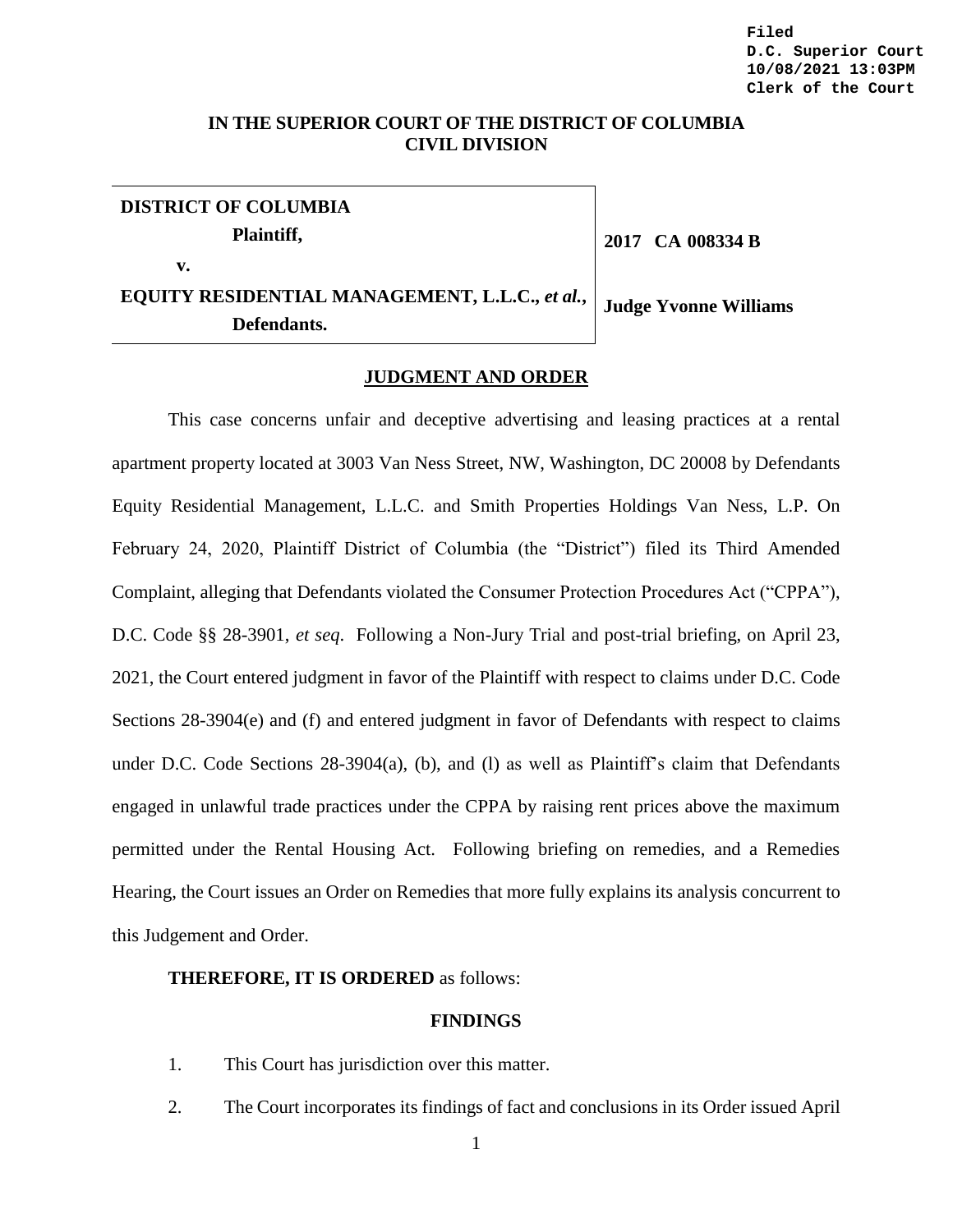Filed
D.C. Superior Court
10/08/2021 13:03PM
Clerk of the Court

**IN THE SUPERIOR COURT OF THE DISTRICT OF COLUMBIA**
**CIVIL DIVISION**

| | |
|---|---|
| **DISTRICT OF COLUMBIA**<br>**Plaintiff,**<br>**v.**<br>**EQUITY RESIDENTIAL MANAGEMENT, L.L.C.,** ***et al.*****,**<br>**Defendants.** | **2017 CA 008334 B**<br><br>**Judge Yvonne Williams** |

**JUDGMENT AND ORDER**

This case concerns unfair and deceptive advertising and leasing practices at a rental apartment property located at 3003 Van Ness Street, NW, Washington, DC 20008 by Defendants Equity Residential Management, L.L.C. and Smith Properties Holdings Van Ness, L.P. On February 24, 2020, Plaintiff District of Columbia (the "District") filed its Third Amended Complaint, alleging that Defendants violated the Consumer Protection Procedures Act ("CPPA"), D.C. Code §§ 28-3901, *et seq*. Following a Non-Jury Trial and post-trial briefing, on April 23, 2021, the Court entered judgment in favor of the Plaintiff with respect to claims under D.C. Code Sections 28-3904(e) and (f) and entered judgment in favor of Defendants with respect to claims under D.C. Code Sections 28-3904(a), (b), and (l) as well as Plaintiff's claim that Defendants engaged in unlawful trade practices under the CPPA by raising rent prices above the maximum permitted under the Rental Housing Act. Following briefing on remedies, and a Remedies Hearing, the Court issues an Order on Remedies that more fully explains its analysis concurrent to this Judgement and Order.

**THEREFORE, IT IS ORDERED** as follows:

**FINDINGS**

1. This Court has jurisdiction over this matter.

2. The Court incorporates its findings of fact and conclusions in its Order issued April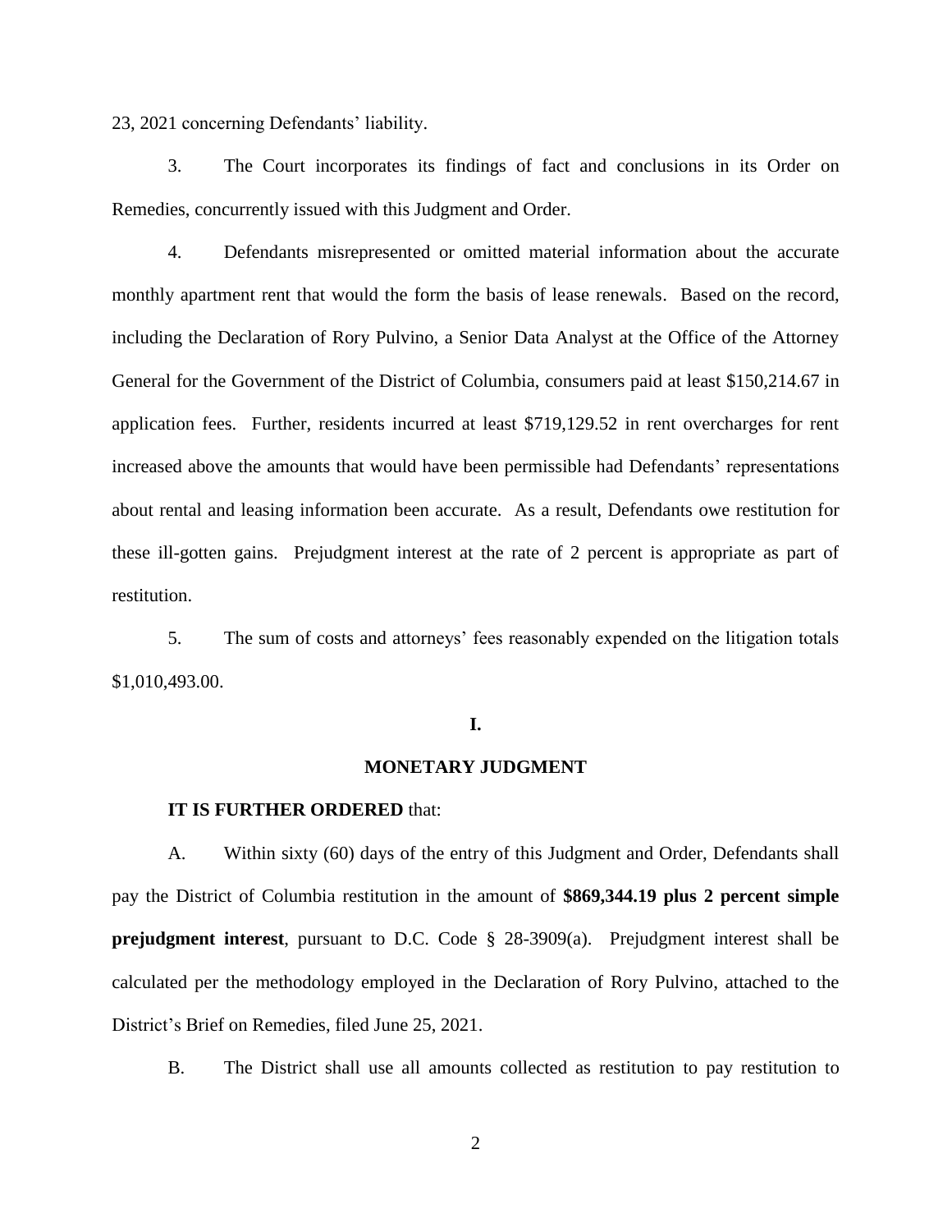23, 2021 concerning Defendants' liability.

3. The Court incorporates its findings of fact and conclusions in its Order on Remedies, concurrently issued with this Judgment and Order.

4. Defendants misrepresented or omitted material information about the accurate monthly apartment rent that would the form the basis of lease renewals. Based on the record, including the Declaration of Rory Pulvino, a Senior Data Analyst at the Office of the Attorney General for the Government of the District of Columbia, consumers paid at least $150,214.67 in application fees. Further, residents incurred at least $719,129.52 in rent overcharges for rent increased above the amounts that would have been permissible had Defendants' representations about rental and leasing information been accurate. As a result, Defendants owe restitution for these ill-gotten gains. Prejudgment interest at the rate of 2 percent is appropriate as part of restitution.

5. The sum of costs and attorneys' fees reasonably expended on the litigation totals $1,010,493.00.

## I.

## MONETARY JUDGMENT

**IT IS FURTHER ORDERED** that:

A. Within sixty (60) days of the entry of this Judgment and Order, Defendants shall pay the District of Columbia restitution in the amount of **$869,344.19 plus 2 percent simple prejudgment interest**, pursuant to D.C. Code § 28-3909(a). Prejudgment interest shall be calculated per the methodology employed in the Declaration of Rory Pulvino, attached to the District's Brief on Remedies, filed June 25, 2021.

B. The District shall use all amounts collected as restitution to pay restitution to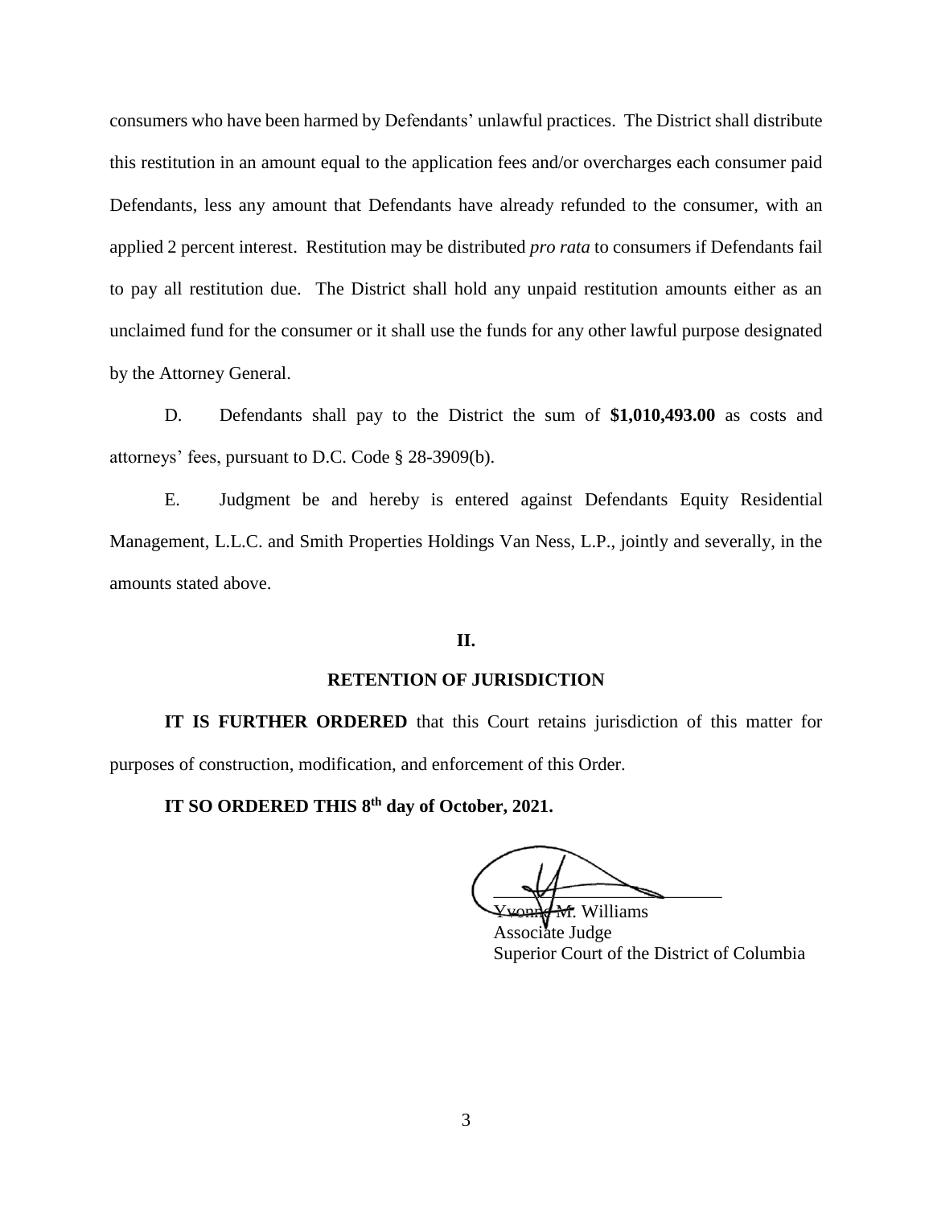consumers who have been harmed by Defendants' unlawful practices. The District shall distribute this restitution in an amount equal to the application fees and/or overcharges each consumer paid Defendants, less any amount that Defendants have already refunded to the consumer, with an applied 2 percent interest. Restitution may be distributed *pro rata* to consumers if Defendants fail to pay all restitution due. The District shall hold any unpaid restitution amounts either as an unclaimed fund for the consumer or it shall use the funds for any other lawful purpose designated by the Attorney General.

D. Defendants shall pay to the District the sum of **$1,010,493.00** as costs and attorneys' fees, pursuant to D.C. Code § 28-3909(b).

E. Judgment be and hereby is entered against Defendants Equity Residential Management, L.L.C. and Smith Properties Holdings Van Ness, L.P., jointly and severally, in the amounts stated above.

## II.

## RETENTION OF JURISDICTION

**IT IS FURTHER ORDERED** that this Court retains jurisdiction of this matter for purposes of construction, modification, and enforcement of this Order.

**IT SO ORDERED THIS 8th day of October, 2021.**

Yvonne M. Williams
Associate Judge
Superior Court of the District of Columbia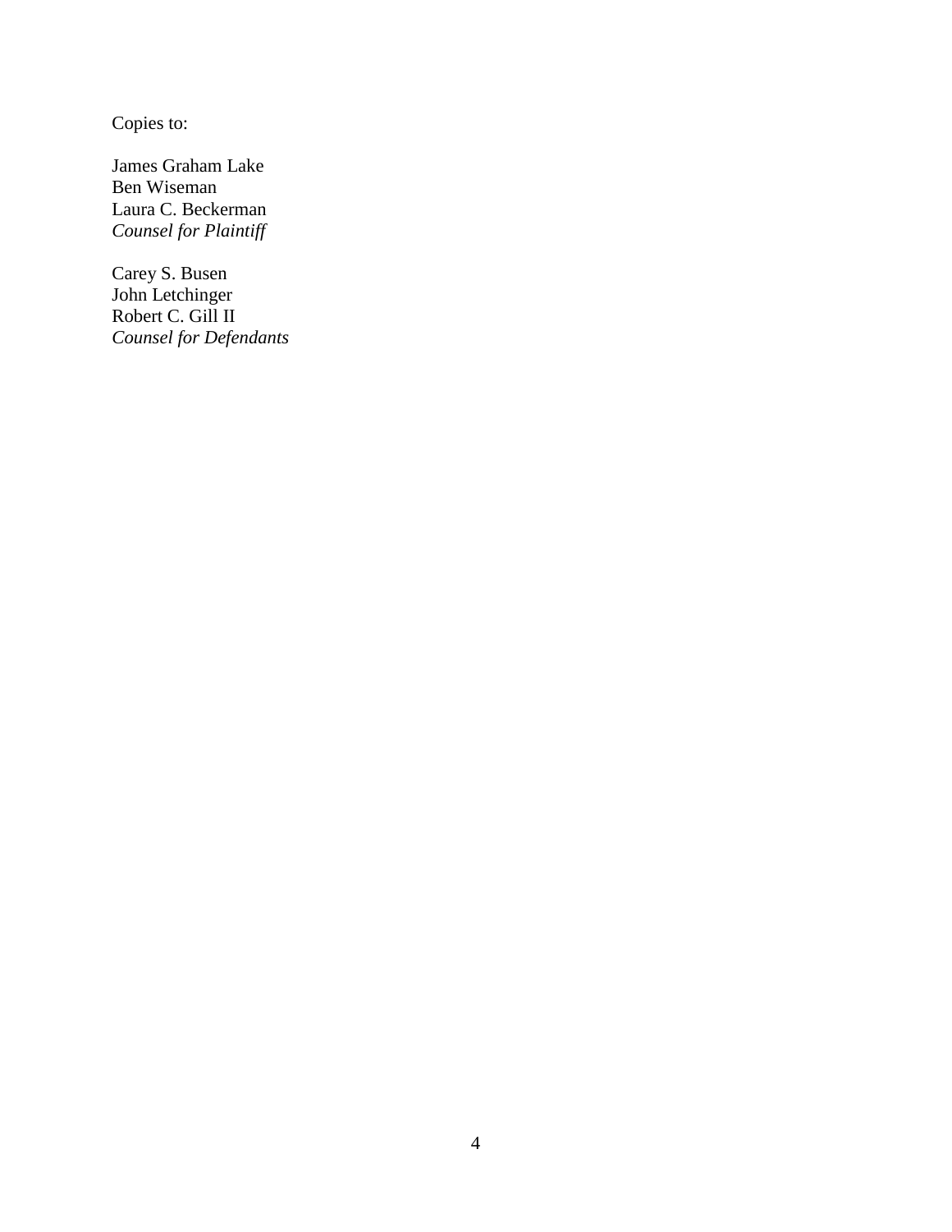Copies to:

James Graham Lake
Ben Wiseman
Laura C. Beckerman
*Counsel for Plaintiff*

Carey S. Busen
John Letchinger
Robert C. Gill II
*Counsel for Defendants*